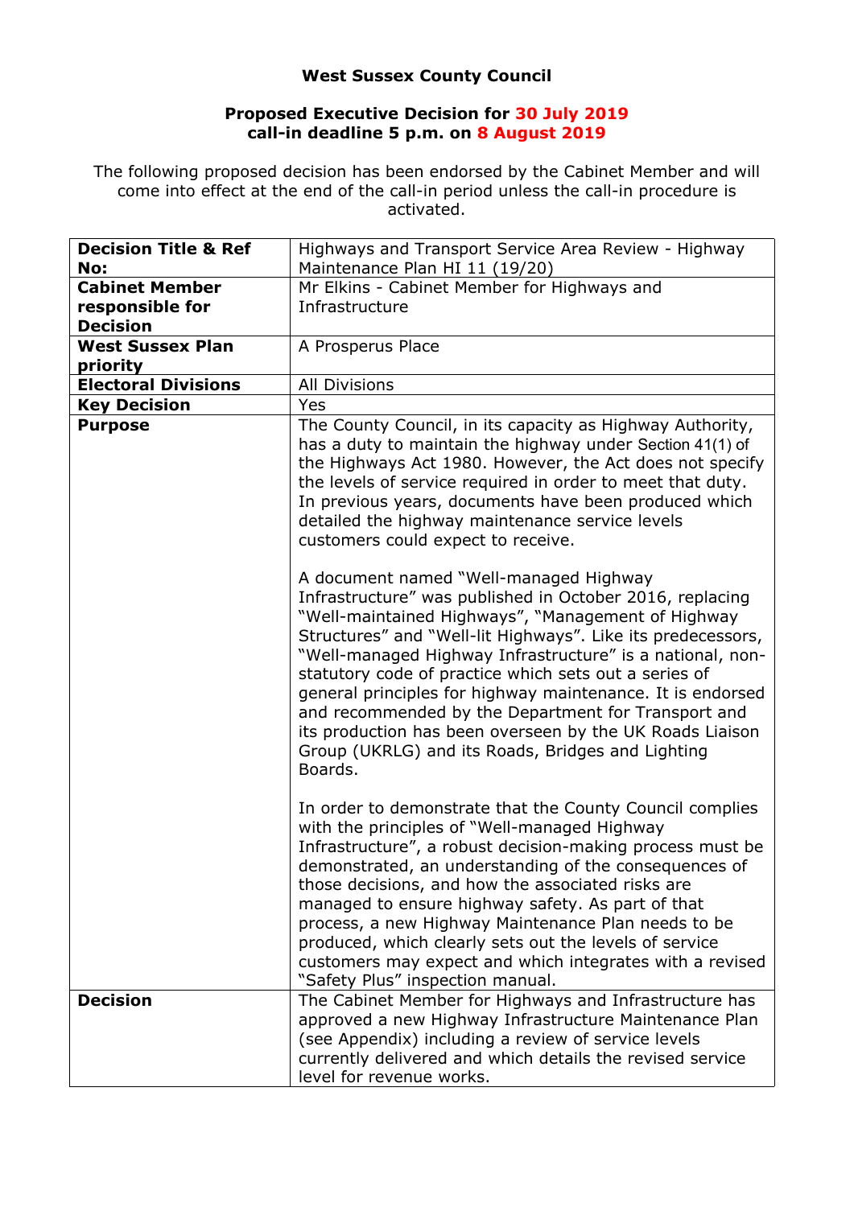**West Sussex County Council**

**Proposed Executive Decision for 30 July 2019**
**call-in deadline 5 p.m. on 8 August 2019**

The following proposed decision has been endorsed by the Cabinet Member and will come into effect at the end of the call-in period unless the call-in procedure is activated.

| **Decision Title & Ref No:** | Highways and Transport Service Area Review - Highway Maintenance Plan HI 11 (19/20) |
|---|---|
| **Cabinet Member responsible for Decision** | Mr Elkins - Cabinet Member for Highways and Infrastructure |
| **West Sussex Plan priority** | A Prosperus Place |
| **Electoral Divisions** | All Divisions |
| **Key Decision** | Yes |
| **Purpose** | The County Council, in its capacity as Highway Authority, has a duty to maintain the highway under Section 41(1) of the Highways Act 1980. However, the Act does not specify the levels of service required in order to meet that duty. In previous years, documents have been produced which detailed the highway maintenance service levels customers could expect to receive.<br><br>A document named "Well-managed Highway Infrastructure" was published in October 2016, replacing "Well-maintained Highways", "Management of Highway Structures" and "Well-lit Highways". Like its predecessors, "Well-managed Highway Infrastructure" is a national, non-statutory code of practice which sets out a series of general principles for highway maintenance. It is endorsed and recommended by the Department for Transport and its production has been overseen by the UK Roads Liaison Group (UKRLG) and its Roads, Bridges and Lighting Boards.<br><br>In order to demonstrate that the County Council complies with the principles of "Well-managed Highway Infrastructure", a robust decision-making process must be demonstrated, an understanding of the consequences of those decisions, and how the associated risks are managed to ensure highway safety. As part of that process, a new Highway Maintenance Plan needs to be produced, which clearly sets out the levels of service customers may expect and which integrates with a revised "Safety Plus" inspection manual. |
| **Decision** | The Cabinet Member for Highways and Infrastructure has approved a new Highway Infrastructure Maintenance Plan (see Appendix) including a review of service levels currently delivered and which details the revised service level for revenue works. |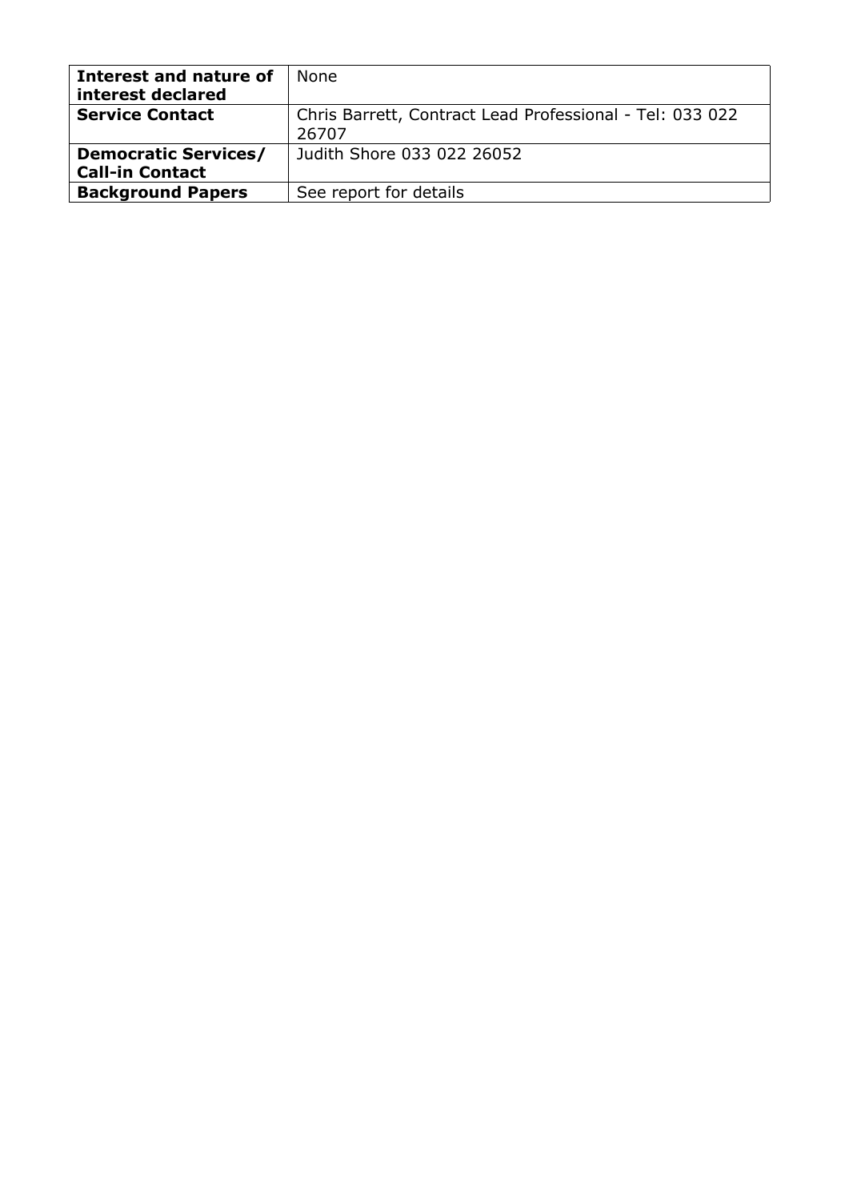| | |
|---|---|
| **Interest and nature of interest declared** | None |
| **Service Contact** | Chris Barrett, Contract Lead Professional - Tel: 033 022 26707 |
| **Democratic Services/ Call-in Contact** | Judith Shore 033 022 26052 |
| **Background Papers** | See report for details |